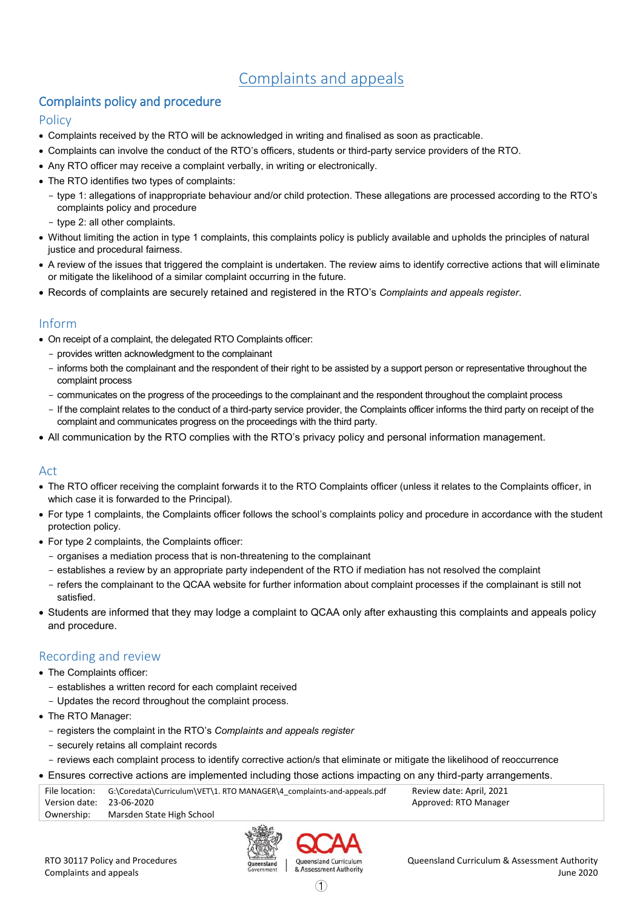# Complaints and appeals

## Complaints policy and procedure

### Policy

- Complaints received by the RTO will be acknowledged in writing and finalised as soon as practicable.
- Complaints can involve the conduct of the RTO's officers, students or third-party service providers of the RTO.
- Any RTO officer may receive a complaint verbally, in writing or electronically.
- The RTO identifies two types of complaints:
  - type 1: allegations of inappropriate behaviour and/or child protection. These allegations are processed according to the RTO's complaints policy and procedure
  - type 2: all other complaints.
- Without limiting the action in type 1 complaints, this complaints policy is publicly available and upholds the principles of natural justice and procedural fairness.
- A review of the issues that triggered the complaint is undertaken. The review aims to identify corrective actions that will eliminate or mitigate the likelihood of a similar complaint occurring in the future.
- Records of complaints are securely retained and registered in the RTO's *Complaints and appeals register*.

### Inform

- On receipt of a complaint, the delegated RTO Complaints officer:
  - provides written acknowledgment to the complainant
  - informs both the complainant and the respondent of their right to be assisted by a support person or representative throughout the complaint process
  - communicates on the progress of the proceedings to the complainant and the respondent throughout the complaint process
  - If the complaint relates to the conduct of a third-party service provider, the Complaints officer informs the third party on receipt of the complaint and communicates progress on the proceedings with the third party.
- All communication by the RTO complies with the RTO's privacy policy and personal information management.

### Act

- The RTO officer receiving the complaint forwards it to the RTO Complaints officer (unless it relates to the Complaints officer, in which case it is forwarded to the Principal).
- For type 1 complaints, the Complaints officer follows the school's complaints policy and procedure in accordance with the student protection policy.
- For type 2 complaints, the Complaints officer:
  - organises a mediation process that is non-threatening to the complainant
  - establishes a review by an appropriate party independent of the RTO if mediation has not resolved the complaint
  - refers the complainant to the QCAA website for further information about complaint processes if the complainant is still not satisfied.
- Students are informed that they may lodge a complaint to QCAA only after exhausting this complaints and appeals policy and procedure.

### Recording and review

- The Complaints officer:
  - establishes a written record for each complaint received
  - Updates the record throughout the complaint process.
- The RTO Manager:
  - registers the complaint in the RTO's *Complaints and appeals register*
  - securely retains all complaint records
  - reviews each complaint process to identify corrective action/s that eliminate or mitigate the likelihood of reoccurrence
- Ensures corrective actions are implemented including those actions impacting on any third-party arrangements.

| | | |
|---|---|---|
| File location: | G:\Coredata\Curriculum\VET\1. RTO MANAGER\4_complaints-and-appeals.pdf | Review date: April, 2021 |
| Version date: | 23-06-2020 | Approved: RTO Manager |
| Ownership: | Marsden State High School | |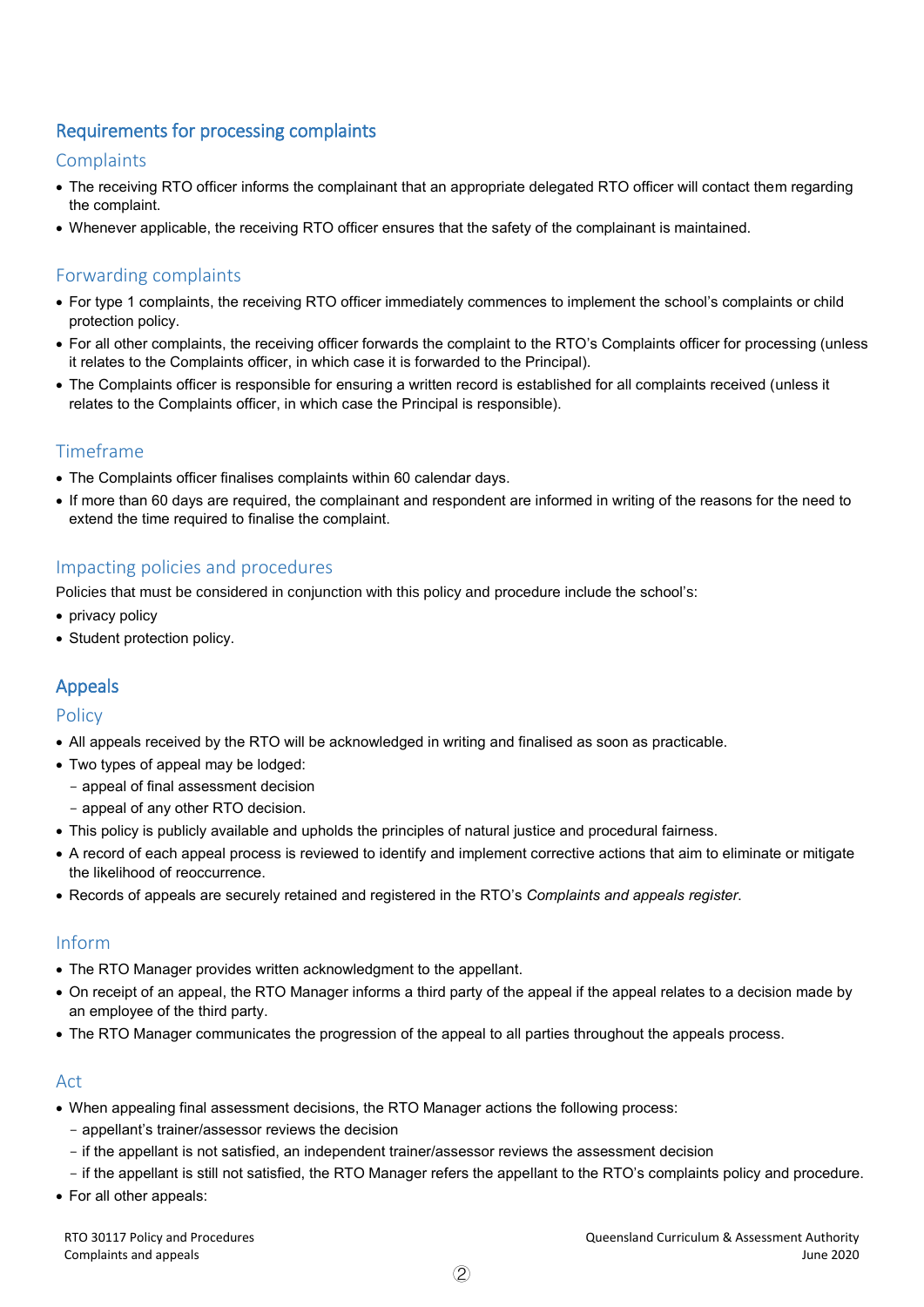## Requirements for processing complaints

### Complaints

- The receiving RTO officer informs the complainant that an appropriate delegated RTO officer will contact them regarding the complaint.
- Whenever applicable, the receiving RTO officer ensures that the safety of the complainant is maintained.

### Forwarding complaints

- For type 1 complaints, the receiving RTO officer immediately commences to implement the school's complaints or child protection policy.
- For all other complaints, the receiving officer forwards the complaint to the RTO's Complaints officer for processing (unless it relates to the Complaints officer, in which case it is forwarded to the Principal).
- The Complaints officer is responsible for ensuring a written record is established for all complaints received (unless it relates to the Complaints officer, in which case the Principal is responsible).

### Timeframe

- The Complaints officer finalises complaints within 60 calendar days.
- If more than 60 days are required, the complainant and respondent are informed in writing of the reasons for the need to extend the time required to finalise the complaint.

### Impacting policies and procedures

Policies that must be considered in conjunction with this policy and procedure include the school's:

- privacy policy
- Student protection policy.

## Appeals

### Policy

- All appeals received by the RTO will be acknowledged in writing and finalised as soon as practicable.
- Two types of appeal may be lodged:
  - appeal of final assessment decision
  - appeal of any other RTO decision.
- This policy is publicly available and upholds the principles of natural justice and procedural fairness.
- A record of each appeal process is reviewed to identify and implement corrective actions that aim to eliminate or mitigate the likelihood of reoccurrence.
- Records of appeals are securely retained and registered in the RTO's *Complaints and appeals register*.

### Inform

- The RTO Manager provides written acknowledgment to the appellant.
- On receipt of an appeal, the RTO Manager informs a third party of the appeal if the appeal relates to a decision made by an employee of the third party.
- The RTO Manager communicates the progression of the appeal to all parties throughout the appeals process.

### Act

- When appealing final assessment decisions, the RTO Manager actions the following process:
  - appellant's trainer/assessor reviews the decision
  - if the appellant is not satisfied, an independent trainer/assessor reviews the assessment decision
  - if the appellant is still not satisfied, the RTO Manager refers the appellant to the RTO's complaints policy and procedure.
- For all other appeals: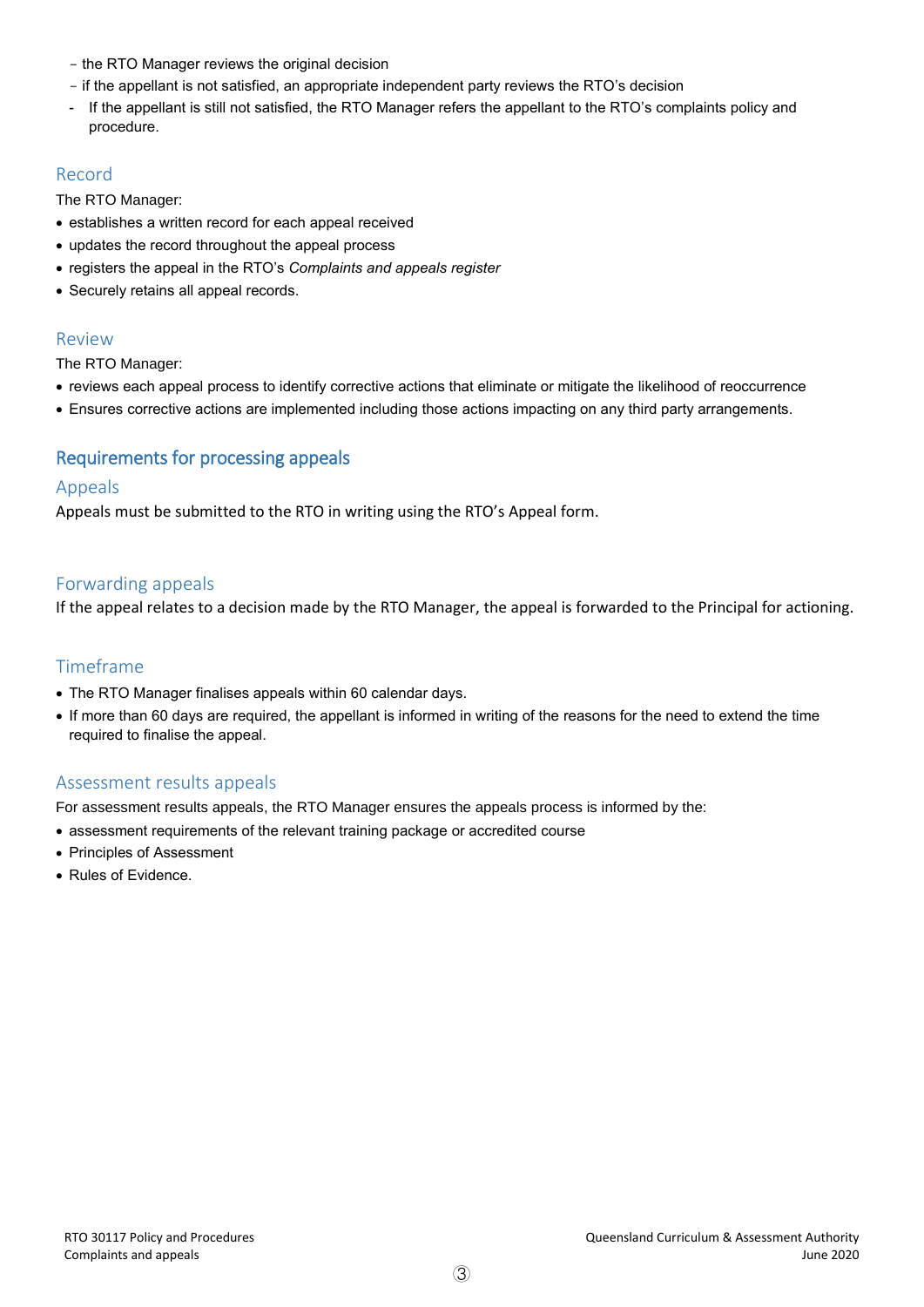- the RTO Manager reviews the original decision
- if the appellant is not satisfied, an appropriate independent party reviews the RTO's decision
- If the appellant is still not satisfied, the RTO Manager refers the appellant to the RTO's complaints policy and procedure.

### Record

The RTO Manager:

- establishes a written record for each appeal received
- updates the record throughout the appeal process
- registers the appeal in the RTO's *Complaints and appeals register*
- Securely retains all appeal records.

### Review

The RTO Manager:

- reviews each appeal process to identify corrective actions that eliminate or mitigate the likelihood of reoccurrence
- Ensures corrective actions are implemented including those actions impacting on any third party arrangements.

## Requirements for processing appeals

### Appeals

Appeals must be submitted to the RTO in writing using the RTO's Appeal form.

### Forwarding appeals

If the appeal relates to a decision made by the RTO Manager, the appeal is forwarded to the Principal for actioning.

### Timeframe

- The RTO Manager finalises appeals within 60 calendar days.
- If more than 60 days are required, the appellant is informed in writing of the reasons for the need to extend the time required to finalise the appeal.

### Assessment results appeals

For assessment results appeals, the RTO Manager ensures the appeals process is informed by the:

- assessment requirements of the relevant training package or accredited course
- Principles of Assessment
- Rules of Evidence.